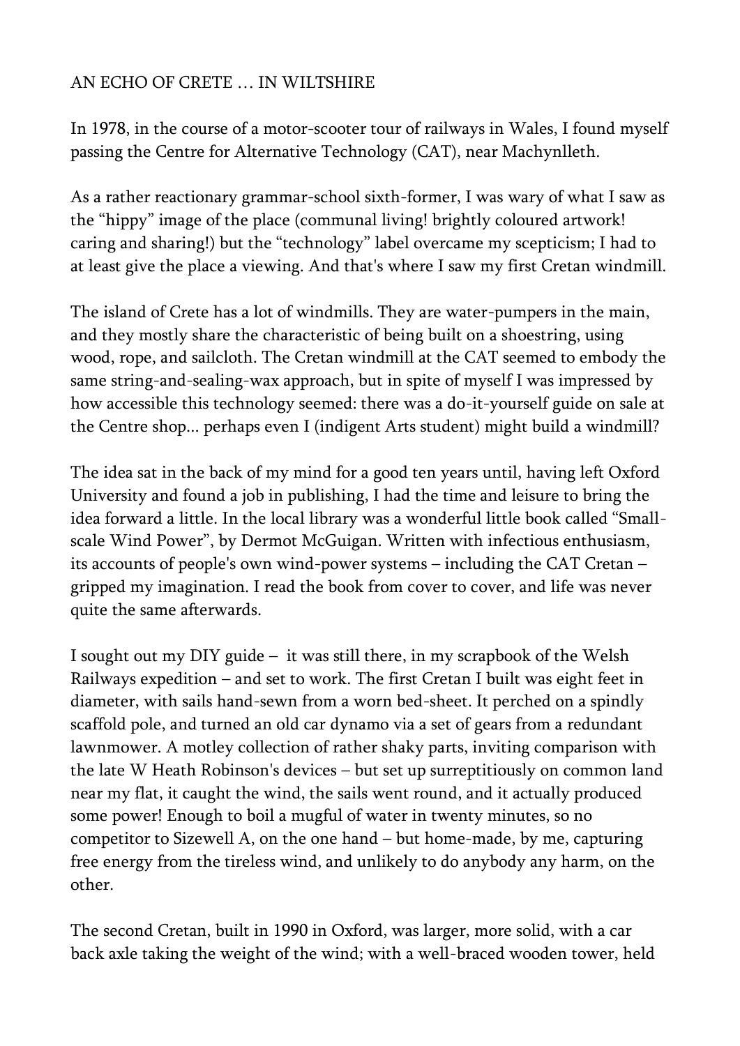# AN ECHO OF CRETE … IN WILTSHIRE

In 1978, in the course of a motor-scooter tour of railways in Wales, I found myself passing the Centre for Alternative Technology (CAT), near Machynlleth.

As a rather reactionary grammar-school sixth-former, I was wary of what I saw as the “hippy” image of the place (communal living! brightly coloured artwork! caring and sharing!) but the “technology” label overcame my scepticism; I had to at least give the place a viewing. And that's where I saw my first Cretan windmill.

The island of Crete has a lot of windmills. They are water-pumpers in the main, and they mostly share the characteristic of being built on a shoestring, using wood, rope, and sailcloth. The Cretan windmill at the CAT seemed to embody the same string-and-sealing-wax approach, but in spite of myself I was impressed by how accessible this technology seemed: there was a do-it-yourself guide on sale at the Centre shop... perhaps even I (indigent Arts student) might build a windmill?

The idea sat in the back of my mind for a good ten years until, having left Oxford University and found a job in publishing, I had the time and leisure to bring the idea forward a little. In the local library was a wonderful little book called “Small-scale Wind Power”, by Dermot McGuigan. Written with infectious enthusiasm, its accounts of people's own wind-power systems – including the CAT Cretan – gripped my imagination. I read the book from cover to cover, and life was never quite the same afterwards.

I sought out my DIY guide – it was still there, in my scrapbook of the Welsh Railways expedition – and set to work. The first Cretan I built was eight feet in diameter, with sails hand-sewn from a worn bed-sheet. It perched on a spindly scaffold pole, and turned an old car dynamo via a set of gears from a redundant lawnmower. A motley collection of rather shaky parts, inviting comparison with the late W Heath Robinson's devices – but set up surreptitiously on common land near my flat, it caught the wind, the sails went round, and it actually produced some power! Enough to boil a mugful of water in twenty minutes, so no competitor to Sizewell A, on the one hand – but home-made, by me, capturing free energy from the tireless wind, and unlikely to do anybody any harm, on the other.

The second Cretan, built in 1990 in Oxford, was larger, more solid, with a car back axle taking the weight of the wind; with a well-braced wooden tower, held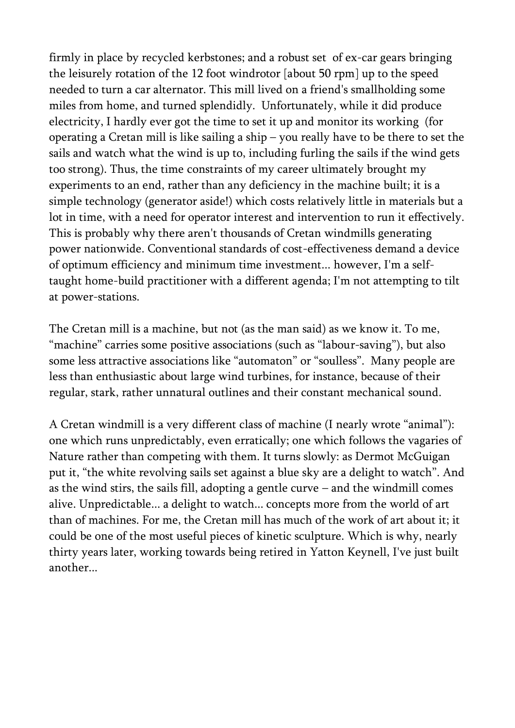firmly in place by recycled kerbstones; and a robust set of ex-car gears bringing the leisurely rotation of the 12 foot windrotor [about 50 rpm] up to the speed needed to turn a car alternator. This mill lived on a friend's smallholding some miles from home, and turned splendidly. Unfortunately, while it did produce electricity, I hardly ever got the time to set it up and monitor its working (for operating a Cretan mill is like sailing a ship – you really have to be there to set the sails and watch what the wind is up to, including furling the sails if the wind gets too strong). Thus, the time constraints of my career ultimately brought my experiments to an end, rather than any deficiency in the machine built; it is a simple technology (generator aside!) which costs relatively little in materials but a lot in time, with a need for operator interest and intervention to run it effectively. This is probably why there aren't thousands of Cretan windmills generating power nationwide. Conventional standards of cost-effectiveness demand a device of optimum efficiency and minimum time investment... however, I'm a self-taught home-build practitioner with a different agenda; I'm not attempting to tilt at power-stations.

The Cretan mill is a machine, but not (as the man said) as we know it. To me, "machine" carries some positive associations (such as "labour-saving"), but also some less attractive associations like "automaton" or "soulless". Many people are less than enthusiastic about large wind turbines, for instance, because of their regular, stark, rather unnatural outlines and their constant mechanical sound.

A Cretan windmill is a very different class of machine (I nearly wrote "animal"): one which runs unpredictably, even erratically; one which follows the vagaries of Nature rather than competing with them. It turns slowly: as Dermot McGuigan put it, "the white revolving sails set against a blue sky are a delight to watch". And as the wind stirs, the sails fill, adopting a gentle curve – and the windmill comes alive. Unpredictable... a delight to watch... concepts more from the world of art than of machines. For me, the Cretan mill has much of the work of art about it; it could be one of the most useful pieces of kinetic sculpture. Which is why, nearly thirty years later, working towards being retired in Yatton Keynell, I've just built another...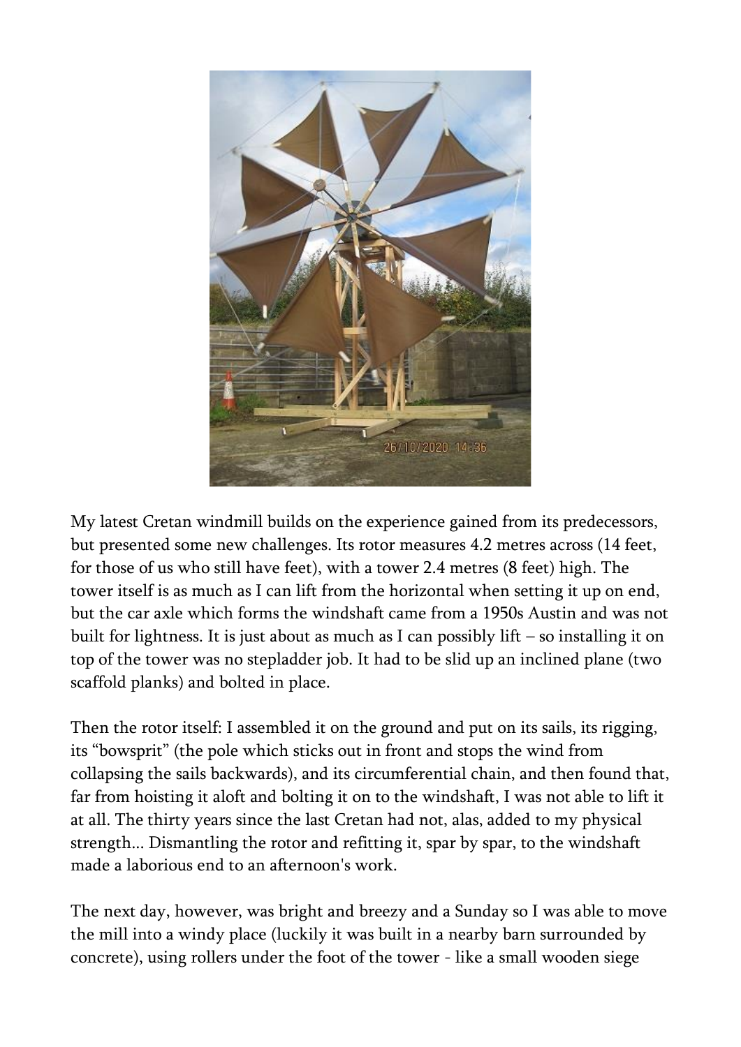My latest Cretan windmill builds on the experience gained from its predecessors, but presented some new challenges. Its rotor measures 4.2 metres across (14 feet, for those of us who still have feet), with a tower 2.4 metres (8 feet) high. The tower itself is as much as I can lift from the horizontal when setting it up on end, but the car axle which forms the windshaft came from a 1950s Austin and was not built for lightness. It is just about as much as I can possibly lift – so installing it on top of the tower was no stepladder job. It had to be slid up an inclined plane (two scaffold planks) and bolted in place.

Then the rotor itself: I assembled it on the ground and put on its sails, its rigging, its "bowsprit" (the pole which sticks out in front and stops the wind from collapsing the sails backwards), and its circumferential chain, and then found that, far from hoisting it aloft and bolting it on to the windshaft, I was not able to lift it at all. The thirty years since the last Cretan had not, alas, added to my physical strength... Dismantling the rotor and refitting it, spar by spar, to the windshaft made a laborious end to an afternoon's work.

The next day, however, was bright and breezy and a Sunday so I was able to move the mill into a windy place (luckily it was built in a nearby barn surrounded by concrete), using rollers under the foot of the tower - like a small wooden siege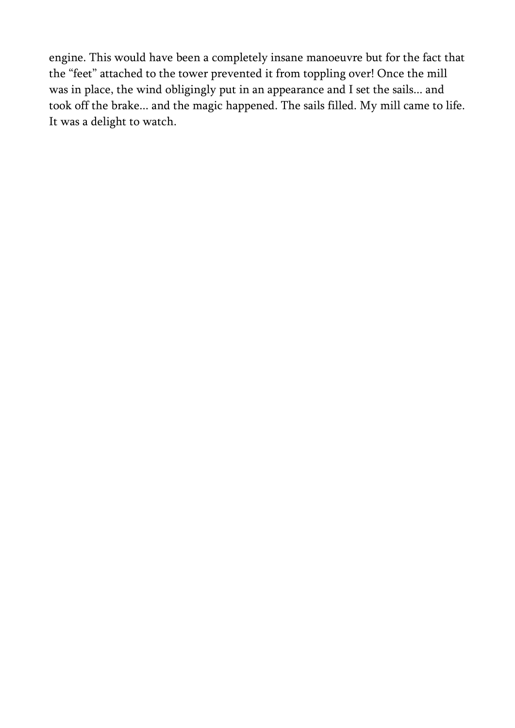engine. This would have been a completely insane manoeuvre but for the fact that the “feet” attached to the tower prevented it from toppling over! Once the mill was in place, the wind obligingly put in an appearance and I set the sails... and took off the brake... and the magic happened. The sails filled. My mill came to life. It was a delight to watch.